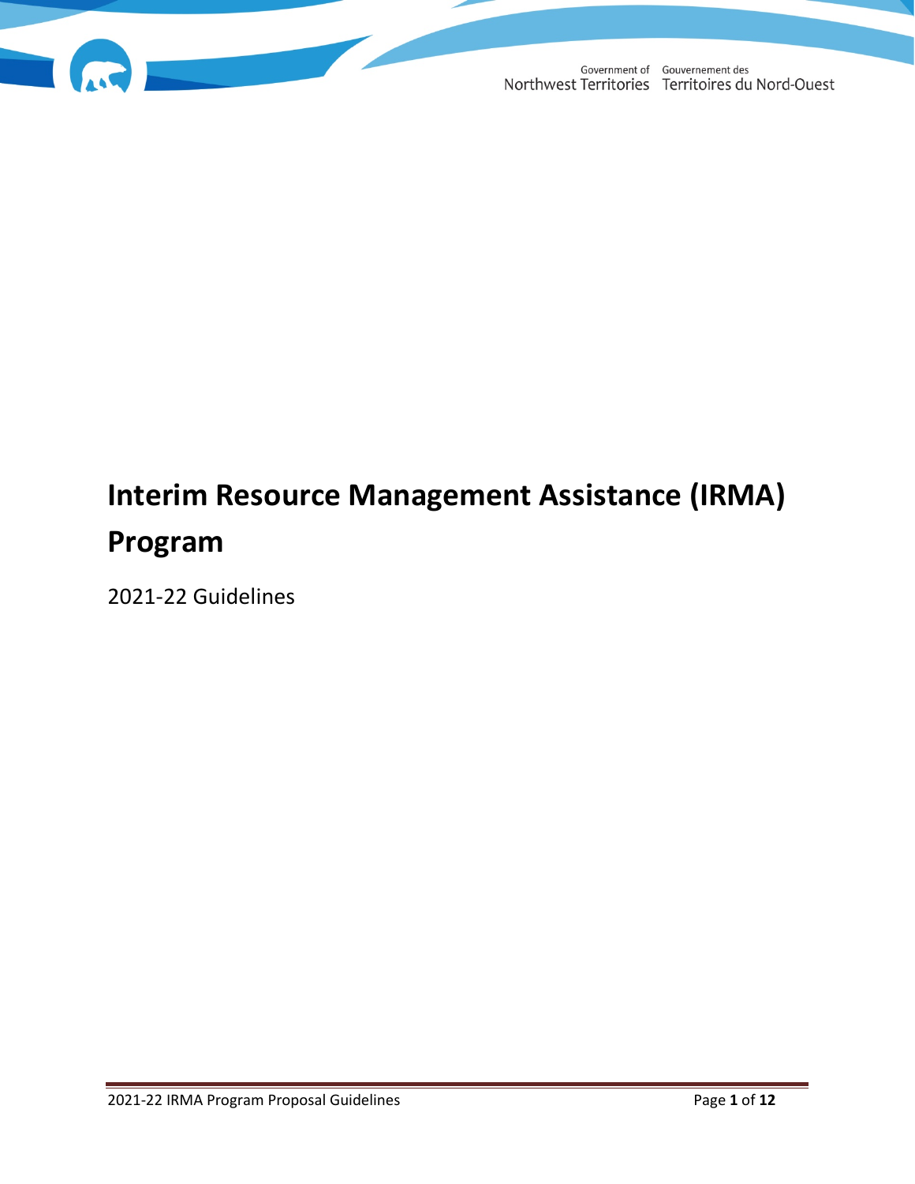Government of Northwest Territories Gouvernement des Territoires du Nord-Ouest

# Interim Resource Management Assistance (IRMA) Program

2021-22 Guidelines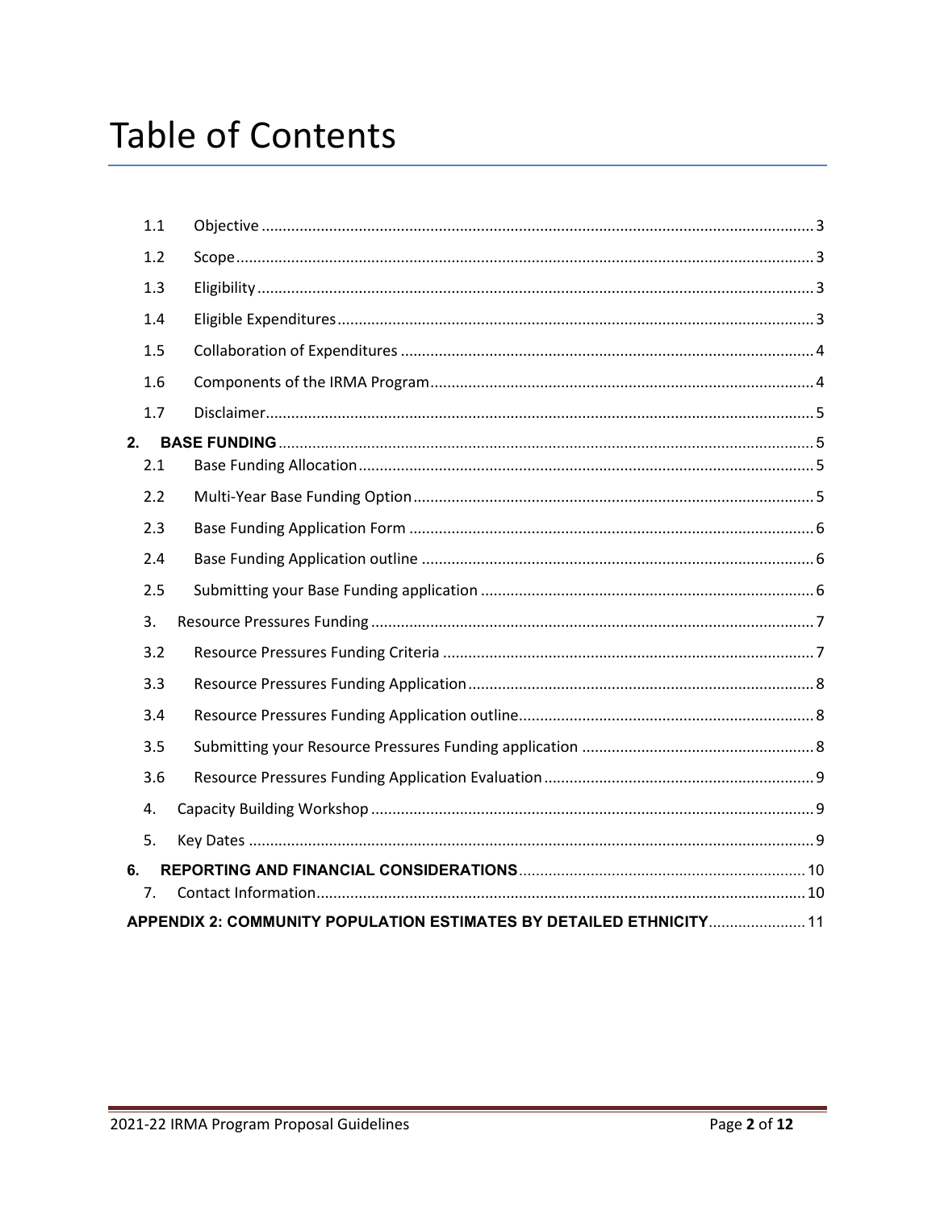# Table of Contents

- 1.1 Objective ..... 3
- 1.2 Scope ..... 3
- 1.3 Eligibility ..... 3
- 1.4 Eligible Expenditures ..... 3
- 1.5 Collaboration of Expenditures ..... 4
- 1.6 Components of the IRMA Program ..... 4
- 1.7 Disclaimer ..... 5

**2. BASE FUNDING** ..... 5

- 2.1 Base Funding Allocation ..... 5
- 2.2 Multi-Year Base Funding Option ..... 5
- 2.3 Base Funding Application Form ..... 6
- 2.4 Base Funding Application outline ..... 6
- 2.5 Submitting your Base Funding application ..... 6

3. Resource Pressures Funding ..... 7

- 3.2 Resource Pressures Funding Criteria ..... 7
- 3.3 Resource Pressures Funding Application ..... 8
- 3.4 Resource Pressures Funding Application outline ..... 8
- 3.5 Submitting your Resource Pressures Funding application ..... 8
- 3.6 Resource Pressures Funding Application Evaluation ..... 9

4. Capacity Building Workshop ..... 9

5. Key Dates ..... 9

**6. REPORTING AND FINANCIAL CONSIDERATIONS** ..... 10

7. Contact Information ..... 10

**APPENDIX 2: COMMUNITY POPULATION ESTIMATES BY DETAILED ETHNICITY** ..... 11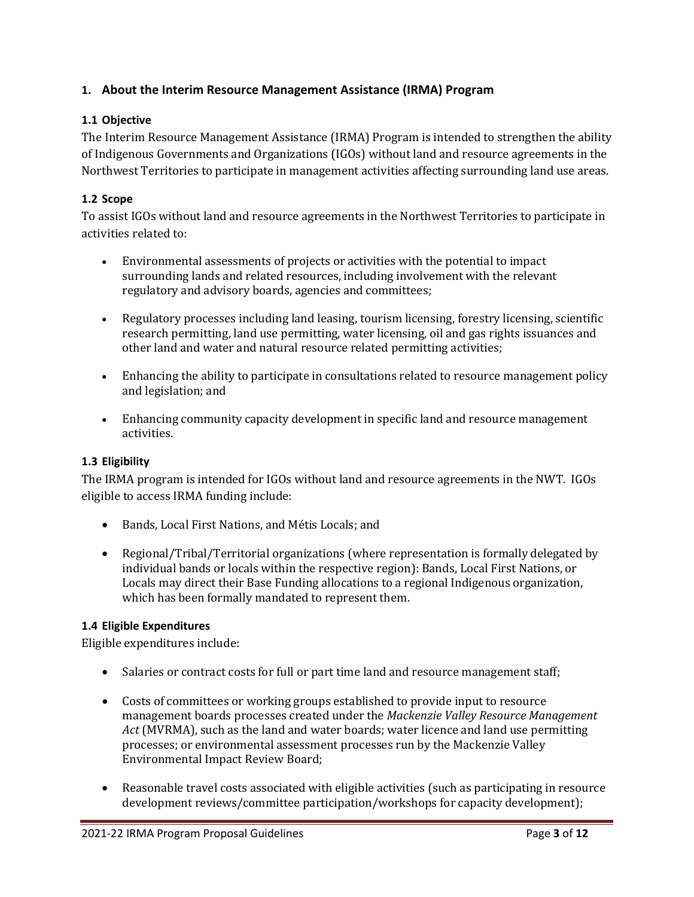## 1. About the Interim Resource Management Assistance (IRMA) Program

### 1.1 Objective

The Interim Resource Management Assistance (IRMA) Program is intended to strengthen the ability of Indigenous Governments and Organizations (IGOs) without land and resource agreements in the Northwest Territories to participate in management activities affecting surrounding land use areas.

### 1.2 Scope

To assist IGOs without land and resource agreements in the Northwest Territories to participate in activities related to:

- Environmental assessments of projects or activities with the potential to impact surrounding lands and related resources, including involvement with the relevant regulatory and advisory boards, agencies and committees;
- Regulatory processes including land leasing, tourism licensing, forestry licensing, scientific research permitting, land use permitting, water licensing, oil and gas rights issuances and other land and water and natural resource related permitting activities;
- Enhancing the ability to participate in consultations related to resource management policy and legislation; and
- Enhancing community capacity development in specific land and resource management activities.

### 1.3 Eligibility

The IRMA program is intended for IGOs without land and resource agreements in the NWT. IGOs eligible to access IRMA funding include:

- Bands, Local First Nations, and Métis Locals; and
- Regional/Tribal/Territorial organizations (where representation is formally delegated by individual bands or locals within the respective region): Bands, Local First Nations, or Locals may direct their Base Funding allocations to a regional Indigenous organization, which has been formally mandated to represent them.

### 1.4 Eligible Expenditures

Eligible expenditures include:

- Salaries or contract costs for full or part time land and resource management staff;
- Costs of committees or working groups established to provide input to resource management boards processes created under the *Mackenzie Valley Resource Management Act* (MVRMA), such as the land and water boards; water licence and land use permitting processes; or environmental assessment processes run by the Mackenzie Valley Environmental Impact Review Board;
- Reasonable travel costs associated with eligible activities (such as participating in resource development reviews/committee participation/workshops for capacity development);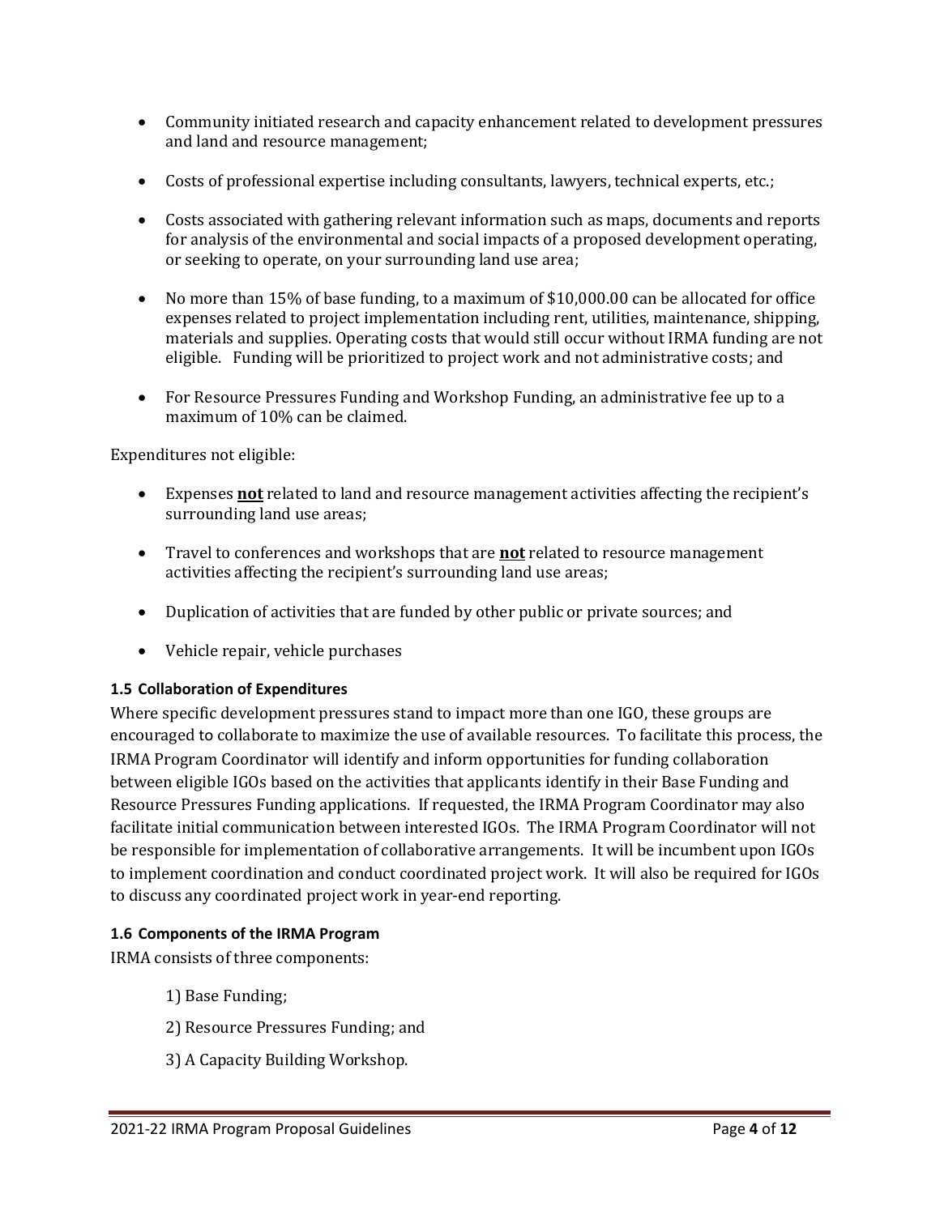- Community initiated research and capacity enhancement related to development pressures and land and resource management;
- Costs of professional expertise including consultants, lawyers, technical experts, etc.;
- Costs associated with gathering relevant information such as maps, documents and reports for analysis of the environmental and social impacts of a proposed development operating, or seeking to operate, on your surrounding land use area;
- No more than 15% of base funding, to a maximum of $10,000.00 can be allocated for office expenses related to project implementation including rent, utilities, maintenance, shipping, materials and supplies. Operating costs that would still occur without IRMA funding are not eligible. Funding will be prioritized to project work and not administrative costs; and
- For Resource Pressures Funding and Workshop Funding, an administrative fee up to a maximum of 10% can be claimed.

Expenditures not eligible:

- Expenses **not** related to land and resource management activities affecting the recipient's surrounding land use areas;
- Travel to conferences and workshops that are **not** related to resource management activities affecting the recipient's surrounding land use areas;
- Duplication of activities that are funded by other public or private sources; and
- Vehicle repair, vehicle purchases

### 1.5 Collaboration of Expenditures

Where specific development pressures stand to impact more than one IGO, these groups are encouraged to collaborate to maximize the use of available resources. To facilitate this process, the IRMA Program Coordinator will identify and inform opportunities for funding collaboration between eligible IGOs based on the activities that applicants identify in their Base Funding and Resource Pressures Funding applications. If requested, the IRMA Program Coordinator may also facilitate initial communication between interested IGOs. The IRMA Program Coordinator will not be responsible for implementation of collaborative arrangements. It will be incumbent upon IGOs to implement coordination and conduct coordinated project work. It will also be required for IGOs to discuss any coordinated project work in year-end reporting.

### 1.6 Components of the IRMA Program

IRMA consists of three components:

1) Base Funding;

2) Resource Pressures Funding; and

3) A Capacity Building Workshop.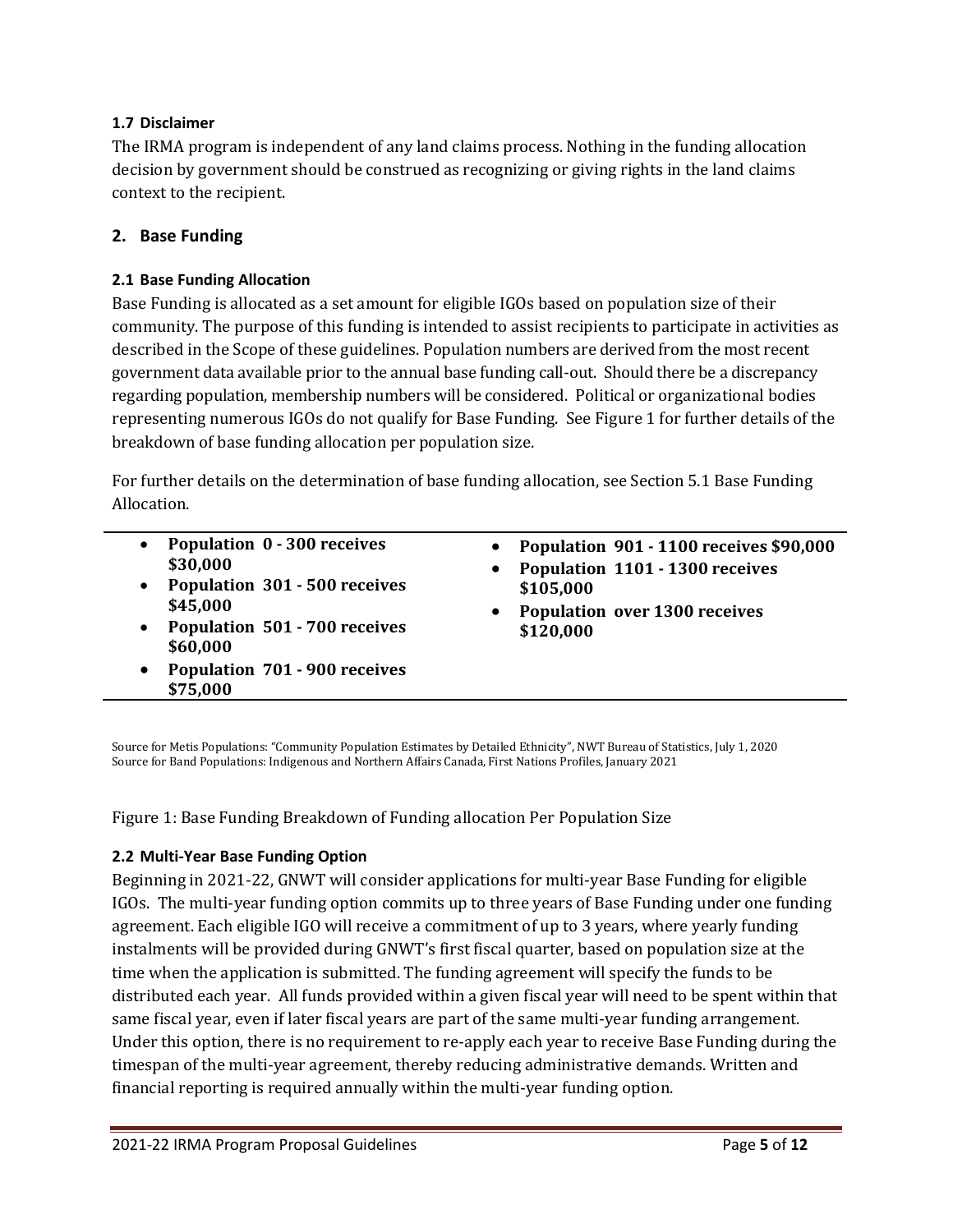### 1.7 Disclaimer

The IRMA program is independent of any land claims process. Nothing in the funding allocation decision by government should be construed as recognizing or giving rights in the land claims context to the recipient.

## 2. Base Funding

### 2.1 Base Funding Allocation

Base Funding is allocated as a set amount for eligible IGOs based on population size of their community. The purpose of this funding is intended to assist recipients to participate in activities as described in the Scope of these guidelines. Population numbers are derived from the most recent government data available prior to the annual base funding call-out. Should there be a discrepancy regarding population, membership numbers will be considered. Political or organizational bodies representing numerous IGOs do not qualify for Base Funding. See Figure 1 for further details of the breakdown of base funding allocation per population size.

For further details on the determination of base funding allocation, see Section 5.1 Base Funding Allocation.

- **Population 0 - 300 receives $30,000**
- **Population 301 - 500 receives $45,000**
- **Population 501 - 700 receives $60,000**
- **Population 701 - 900 receives $75,000**
- **Population 901 - 1100 receives $90,000**
- **Population 1101 - 1300 receives $105,000**
- **Population over 1300 receives $120,000**

Source for Metis Populations: "Community Population Estimates by Detailed Ethnicity", NWT Bureau of Statistics, July 1, 2020
Source for Band Populations: Indigenous and Northern Affairs Canada, First Nations Profiles, January 2021

Figure 1: Base Funding Breakdown of Funding allocation Per Population Size

### 2.2 Multi-Year Base Funding Option

Beginning in 2021-22, GNWT will consider applications for multi-year Base Funding for eligible IGOs. The multi-year funding option commits up to three years of Base Funding under one funding agreement. Each eligible IGO will receive a commitment of up to 3 years, where yearly funding instalments will be provided during GNWT's first fiscal quarter, based on population size at the time when the application is submitted. The funding agreement will specify the funds to be distributed each year. All funds provided within a given fiscal year will need to be spent within that same fiscal year, even if later fiscal years are part of the same multi-year funding arrangement. Under this option, there is no requirement to re-apply each year to receive Base Funding during the timespan of the multi-year agreement, thereby reducing administrative demands. Written and financial reporting is required annually within the multi-year funding option.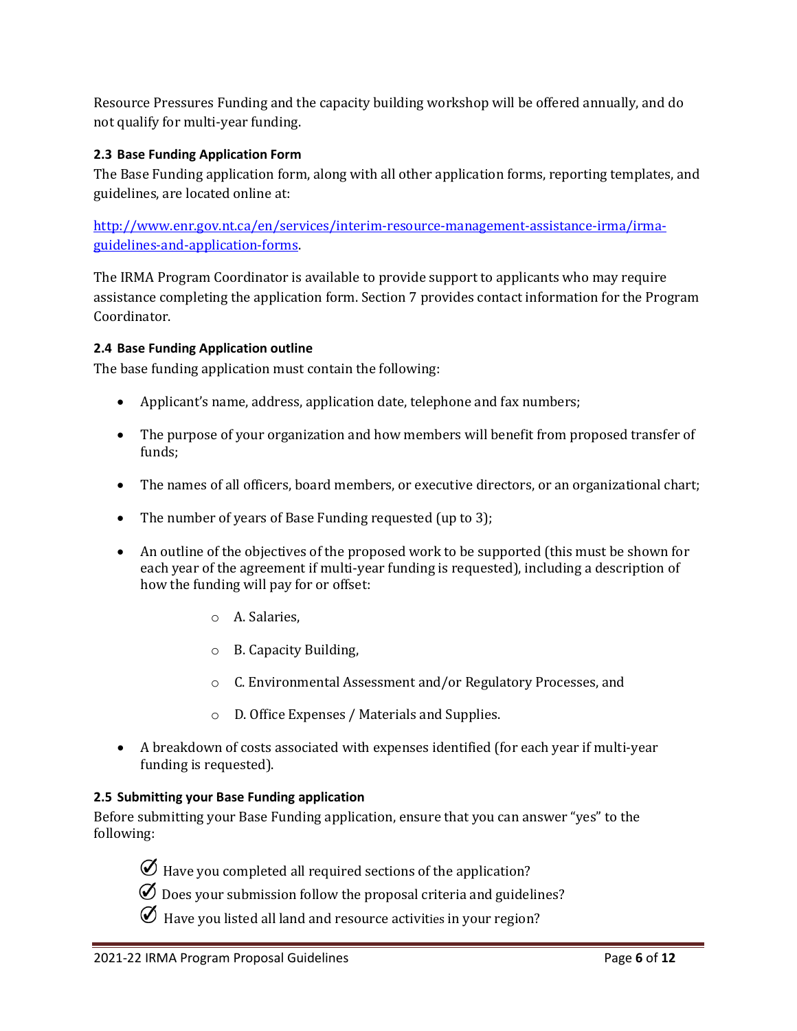Resource Pressures Funding and the capacity building workshop will be offered annually, and do not qualify for multi-year funding.

### 2.3 Base Funding Application Form

The Base Funding application form, along with all other application forms, reporting templates, and guidelines, are located online at:

[http://www.enr.gov.nt.ca/en/services/interim-resource-management-assistance-irma/irma-guidelines-and-application-forms](http://www.enr.gov.nt.ca/en/services/interim-resource-management-assistance-irma/irma-guidelines-and-application-forms).

The IRMA Program Coordinator is available to provide support to applicants who may require assistance completing the application form. Section 7 provides contact information for the Program Coordinator.

### 2.4 Base Funding Application outline

The base funding application must contain the following:

- Applicant's name, address, application date, telephone and fax numbers;
- The purpose of your organization and how members will benefit from proposed transfer of funds;
- The names of all officers, board members, or executive directors, or an organizational chart;
- The number of years of Base Funding requested (up to 3);
- An outline of the objectives of the proposed work to be supported (this must be shown for each year of the agreement if multi-year funding is requested), including a description of how the funding will pay for or offset:
  - A. Salaries,
  - B. Capacity Building,
  - C. Environmental Assessment and/or Regulatory Processes, and
  - D. Office Expenses / Materials and Supplies.
- A breakdown of costs associated with expenses identified (for each year if multi-year funding is requested).

### 2.5 Submitting your Base Funding application

Before submitting your Base Funding application, ensure that you can answer "yes" to the following:

- ✅ Have you completed all required sections of the application?
- ✅ Does your submission follow the proposal criteria and guidelines?
- ✅ Have you listed all land and resource activities in your region?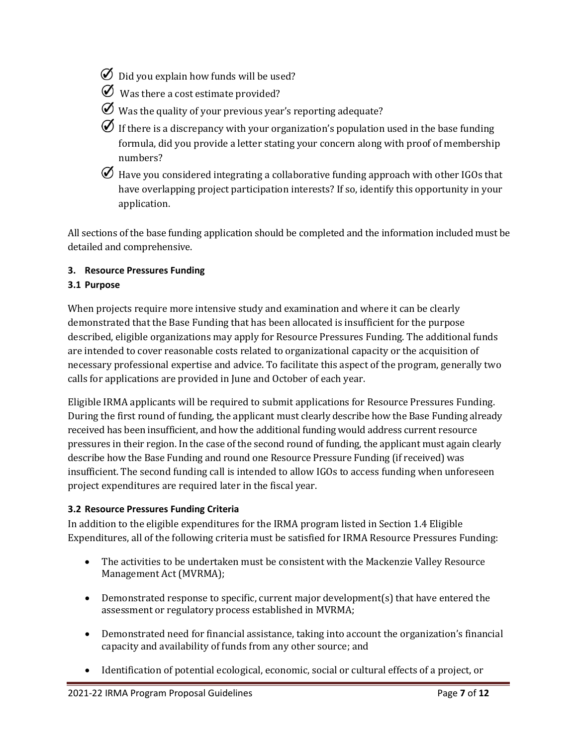- ✅ Did you explain how funds will be used?
- ✅ Was there a cost estimate provided?
- ✅ Was the quality of your previous year's reporting adequate?
- ✅ If there is a discrepancy with your organization's population used in the base funding formula, did you provide a letter stating your concern along with proof of membership numbers?
- ✅ Have you considered integrating a collaborative funding approach with other IGOs that have overlapping project participation interests? If so, identify this opportunity in your application.

All sections of the base funding application should be completed and the information included must be detailed and comprehensive.

## 3. Resource Pressures Funding

### 3.1 Purpose

When projects require more intensive study and examination and where it can be clearly demonstrated that the Base Funding that has been allocated is insufficient for the purpose described, eligible organizations may apply for Resource Pressures Funding. The additional funds are intended to cover reasonable costs related to organizational capacity or the acquisition of necessary professional expertise and advice. To facilitate this aspect of the program, generally two calls for applications are provided in June and October of each year.

Eligible IRMA applicants will be required to submit applications for Resource Pressures Funding. During the first round of funding, the applicant must clearly describe how the Base Funding already received has been insufficient, and how the additional funding would address current resource pressures in their region. In the case of the second round of funding, the applicant must again clearly describe how the Base Funding and round one Resource Pressure Funding (if received) was insufficient. The second funding call is intended to allow IGOs to access funding when unforeseen project expenditures are required later in the fiscal year.

### 3.2 Resource Pressures Funding Criteria

In addition to the eligible expenditures for the IRMA program listed in Section 1.4 Eligible Expenditures, all of the following criteria must be satisfied for IRMA Resource Pressures Funding:

- The activities to be undertaken must be consistent with the Mackenzie Valley Resource Management Act (MVRMA);
- Demonstrated response to specific, current major development(s) that have entered the assessment or regulatory process established in MVRMA;
- Demonstrated need for financial assistance, taking into account the organization's financial capacity and availability of funds from any other source; and
- Identification of potential ecological, economic, social or cultural effects of a project, or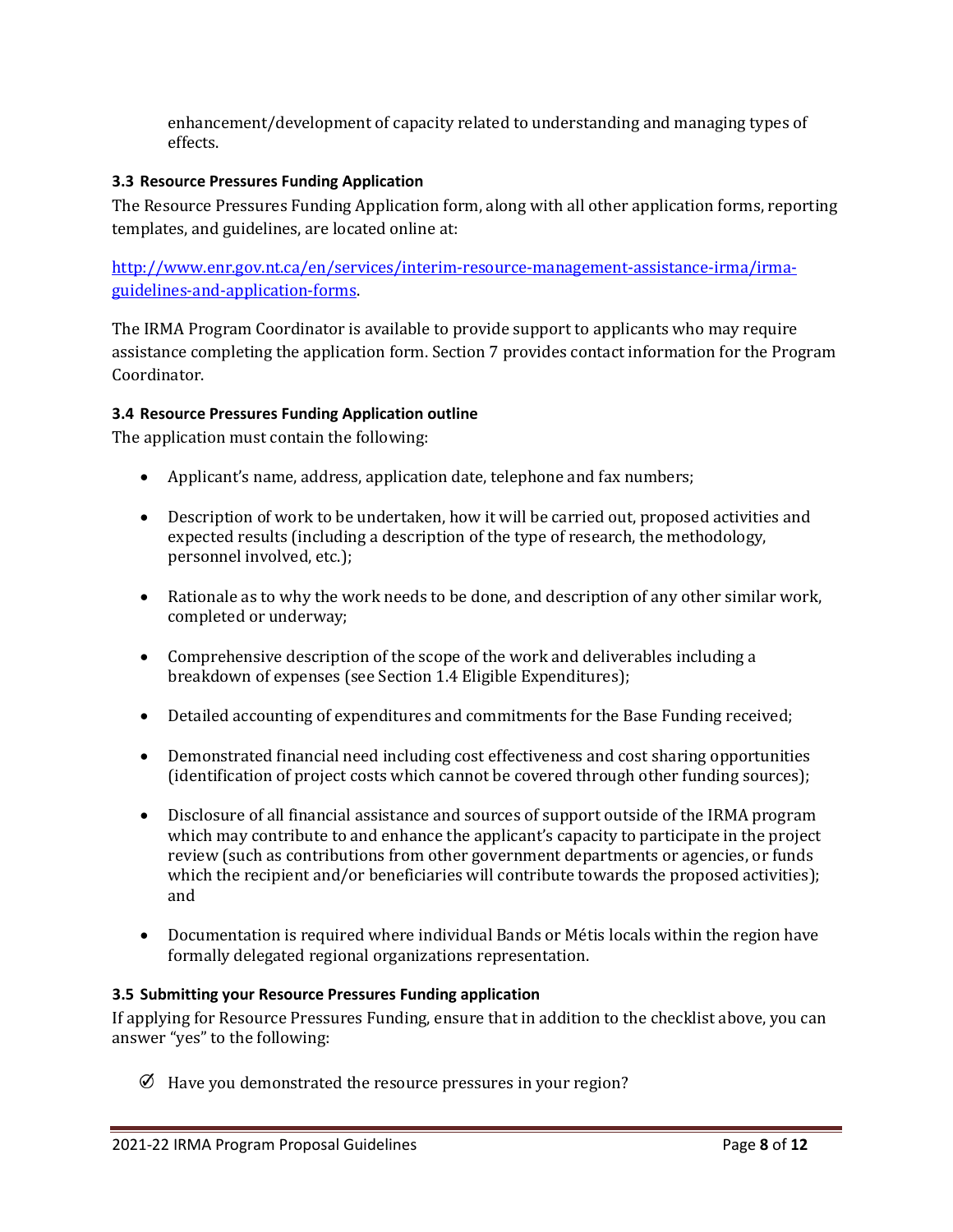enhancement/development of capacity related to understanding and managing types of effects.

### 3.3 Resource Pressures Funding Application

The Resource Pressures Funding Application form, along with all other application forms, reporting templates, and guidelines, are located online at:

[http://www.enr.gov.nt.ca/en/services/interim-resource-management-assistance-irma/irma-guidelines-and-application-forms](http://www.enr.gov.nt.ca/en/services/interim-resource-management-assistance-irma/irma-guidelines-and-application-forms).

The IRMA Program Coordinator is available to provide support to applicants who may require assistance completing the application form. Section 7 provides contact information for the Program Coordinator.

### 3.4 Resource Pressures Funding Application outline

The application must contain the following:

- Applicant's name, address, application date, telephone and fax numbers;
- Description of work to be undertaken, how it will be carried out, proposed activities and expected results (including a description of the type of research, the methodology, personnel involved, etc.);
- Rationale as to why the work needs to be done, and description of any other similar work, completed or underway;
- Comprehensive description of the scope of the work and deliverables including a breakdown of expenses (see Section 1.4 Eligible Expenditures);
- Detailed accounting of expenditures and commitments for the Base Funding received;
- Demonstrated financial need including cost effectiveness and cost sharing opportunities (identification of project costs which cannot be covered through other funding sources);
- Disclosure of all financial assistance and sources of support outside of the IRMA program which may contribute to and enhance the applicant's capacity to participate in the project review (such as contributions from other government departments or agencies, or funds which the recipient and/or beneficiaries will contribute towards the proposed activities); and
- Documentation is required where individual Bands or Métis locals within the region have formally delegated regional organizations representation.

### 3.5 Submitting your Resource Pressures Funding application

If applying for Resource Pressures Funding, ensure that in addition to the checklist above, you can answer "yes" to the following:

- ✓ Have you demonstrated the resource pressures in your region?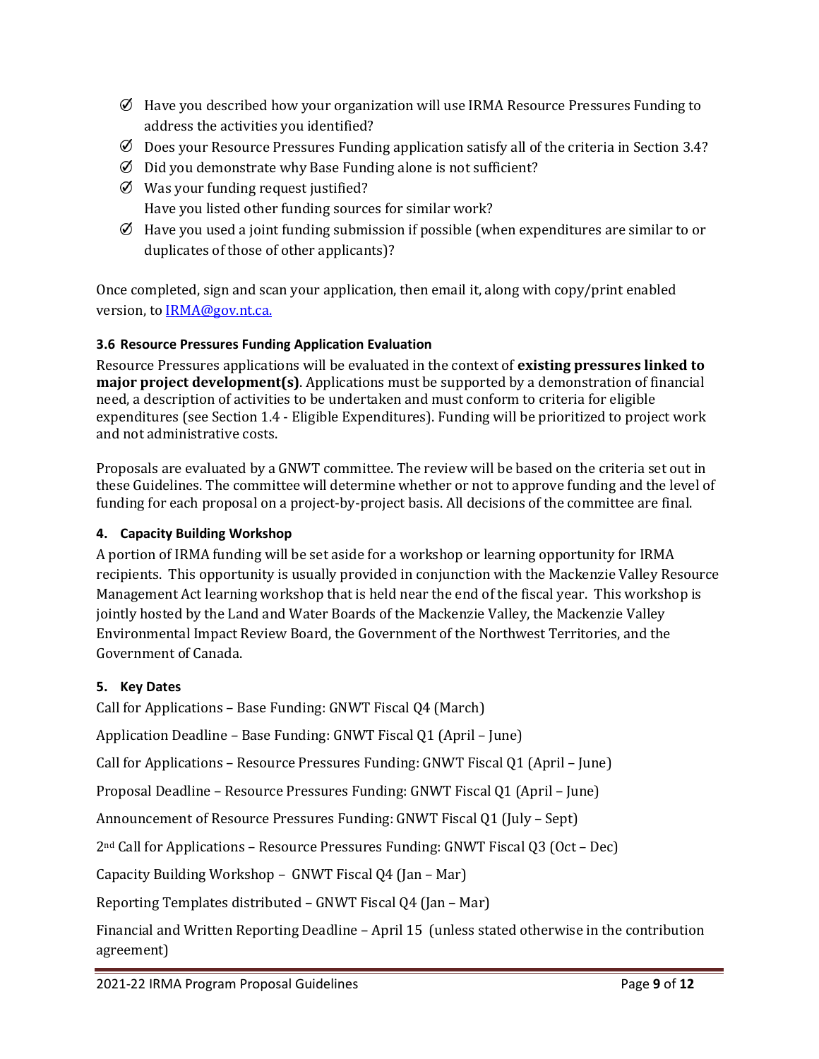- ✓ Have you described how your organization will use IRMA Resource Pressures Funding to address the activities you identified?
- ✓ Does your Resource Pressures Funding application satisfy all of the criteria in Section 3.4?
- ✓ Did you demonstrate why Base Funding alone is not sufficient?
- ✓ Was your funding request justified?
  Have you listed other funding sources for similar work?
- ✓ Have you used a joint funding submission if possible (when expenditures are similar to or duplicates of those of other applicants)?

Once completed, sign and scan your application, then email it, along with copy/print enabled version, to [IRMA@gov.nt.ca.](mailto:IRMA@gov.nt.ca)

### 3.6 Resource Pressures Funding Application Evaluation

Resource Pressures applications will be evaluated in the context of **existing pressures linked to major project development(s)**. Applications must be supported by a demonstration of financial need, a description of activities to be undertaken and must conform to criteria for eligible expenditures (see Section 1.4 - Eligible Expenditures). Funding will be prioritized to project work and not administrative costs.

Proposals are evaluated by a GNWT committee. The review will be based on the criteria set out in these Guidelines. The committee will determine whether or not to approve funding and the level of funding for each proposal on a project-by-project basis. All decisions of the committee are final.

## 4. Capacity Building Workshop

A portion of IRMA funding will be set aside for a workshop or learning opportunity for IRMA recipients. This opportunity is usually provided in conjunction with the Mackenzie Valley Resource Management Act learning workshop that is held near the end of the fiscal year. This workshop is jointly hosted by the Land and Water Boards of the Mackenzie Valley, the Mackenzie Valley Environmental Impact Review Board, the Government of the Northwest Territories, and the Government of Canada.

## 5. Key Dates

Call for Applications – Base Funding: GNWT Fiscal Q4 (March)

Application Deadline – Base Funding: GNWT Fiscal Q1 (April – June)

Call for Applications – Resource Pressures Funding: GNWT Fiscal Q1 (April – June)

Proposal Deadline – Resource Pressures Funding: GNWT Fiscal Q1 (April – June)

Announcement of Resource Pressures Funding: GNWT Fiscal Q1 (July – Sept)

2nd Call for Applications – Resource Pressures Funding: GNWT Fiscal Q3 (Oct – Dec)

Capacity Building Workshop – GNWT Fiscal Q4 (Jan – Mar)

Reporting Templates distributed – GNWT Fiscal Q4 (Jan – Mar)

Financial and Written Reporting Deadline – April 15 (unless stated otherwise in the contribution agreement)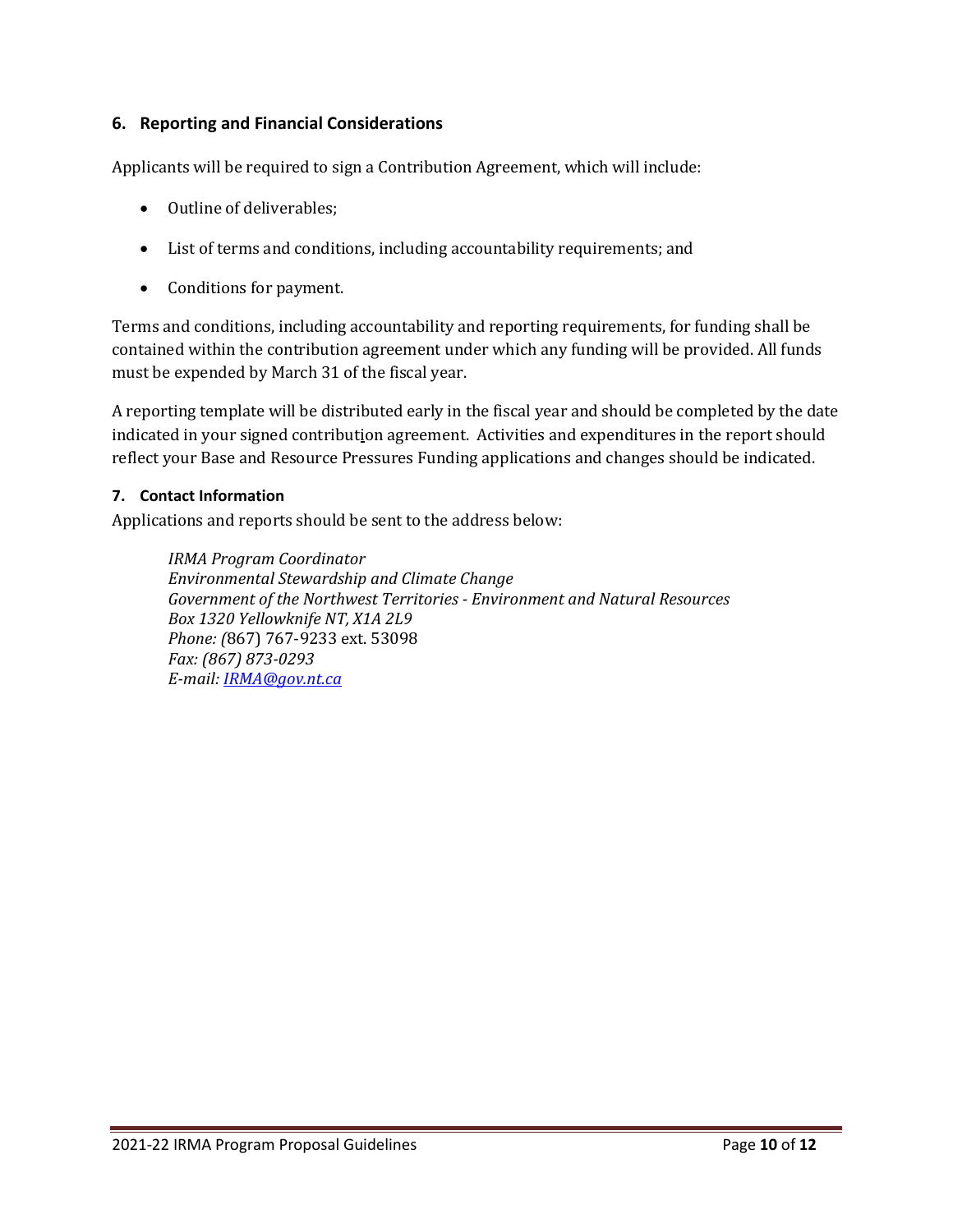## 6. Reporting and Financial Considerations

Applicants will be required to sign a Contribution Agreement, which will include:

- Outline of deliverables;
- List of terms and conditions, including accountability requirements; and
- Conditions for payment.

Terms and conditions, including accountability and reporting requirements, for funding shall be contained within the contribution agreement under which any funding will be provided. All funds must be expended by March 31 of the fiscal year.

A reporting template will be distributed early in the fiscal year and should be completed by the date indicated in your signed contribution agreement. Activities and expenditures in the report should reflect your Base and Resource Pressures Funding applications and changes should be indicated.

## 7. Contact Information

Applications and reports should be sent to the address below:

> *IRMA Program Coordinator*
> *Environmental Stewardship and Climate Change*
> *Government of the Northwest Territories - Environment and Natural Resources*
> *Box 1320 Yellowknife NT, X1A 2L9*
> *Phone: (*867) 767-9233 ext. 53098
> *Fax: (867) 873-0293*
> *E-mail: IRMA@gov.nt.ca*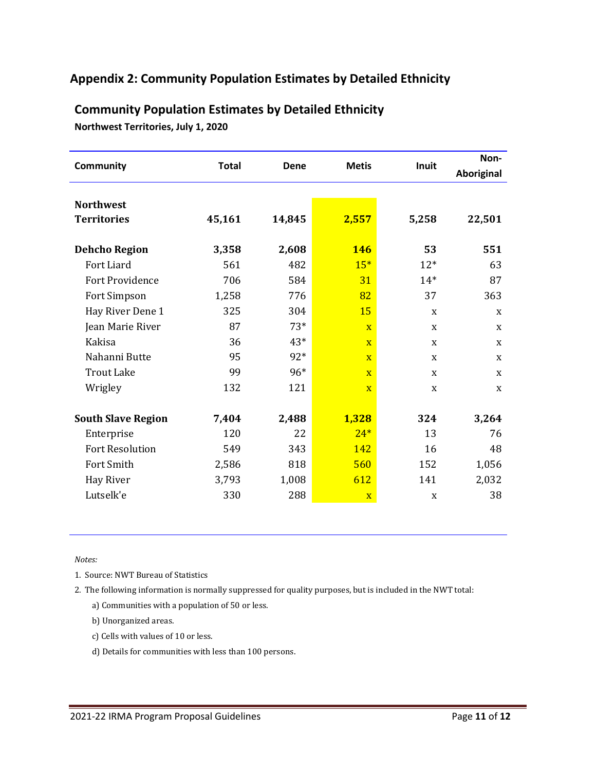## Appendix 2: Community Population Estimates by Detailed Ethnicity

### Community Population Estimates by Detailed Ethnicity

**Northwest Territories, July 1, 2020**

| Community | Total | Dene | Metis | Inuit | Non-Aboriginal |
|---|---|---|---|---|---|
| **Northwest Territories** | **45,161** | **14,845** | **2,557** | **5,258** | **22,501** |
| **Dehcho Region** | **3,358** | **2,608** | **146** | **53** | **551** |
| Fort Liard | 561 | 482 | 15* | 12* | 63 |
| Fort Providence | 706 | 584 | 31 | 14* | 87 |
| Fort Simpson | 1,258 | 776 | 82 | 37 | 363 |
| Hay River Dene 1 | 325 | 304 | 15 | x | x |
| Jean Marie River | 87 | 73* | x | x | x |
| Kakisa | 36 | 43* | x | x | x |
| Nahanni Butte | 95 | 92* | x | x | x |
| Trout Lake | 99 | 96* | x | x | x |
| Wrigley | 132 | 121 | x | x | x |
| **South Slave Region** | **7,404** | **2,488** | **1,328** | **324** | **3,264** |
| Enterprise | 120 | 22 | 24* | 13 | 76 |
| Fort Resolution | 549 | 343 | 142 | 16 | 48 |
| Fort Smith | 2,586 | 818 | 560 | 152 | 1,056 |
| Hay River | 3,793 | 1,008 | 612 | 141 | 2,032 |
| Lutselk'e | 330 | 288 | x | x | 38 |

*Notes:*

1. Source: NWT Bureau of Statistics
2. The following information is normally suppressed for quality purposes, but is included in the NWT total:
   a) Communities with a population of 50 or less.
   b) Unorganized areas.
   c) Cells with values of 10 or less.
   d) Details for communities with less than 100 persons.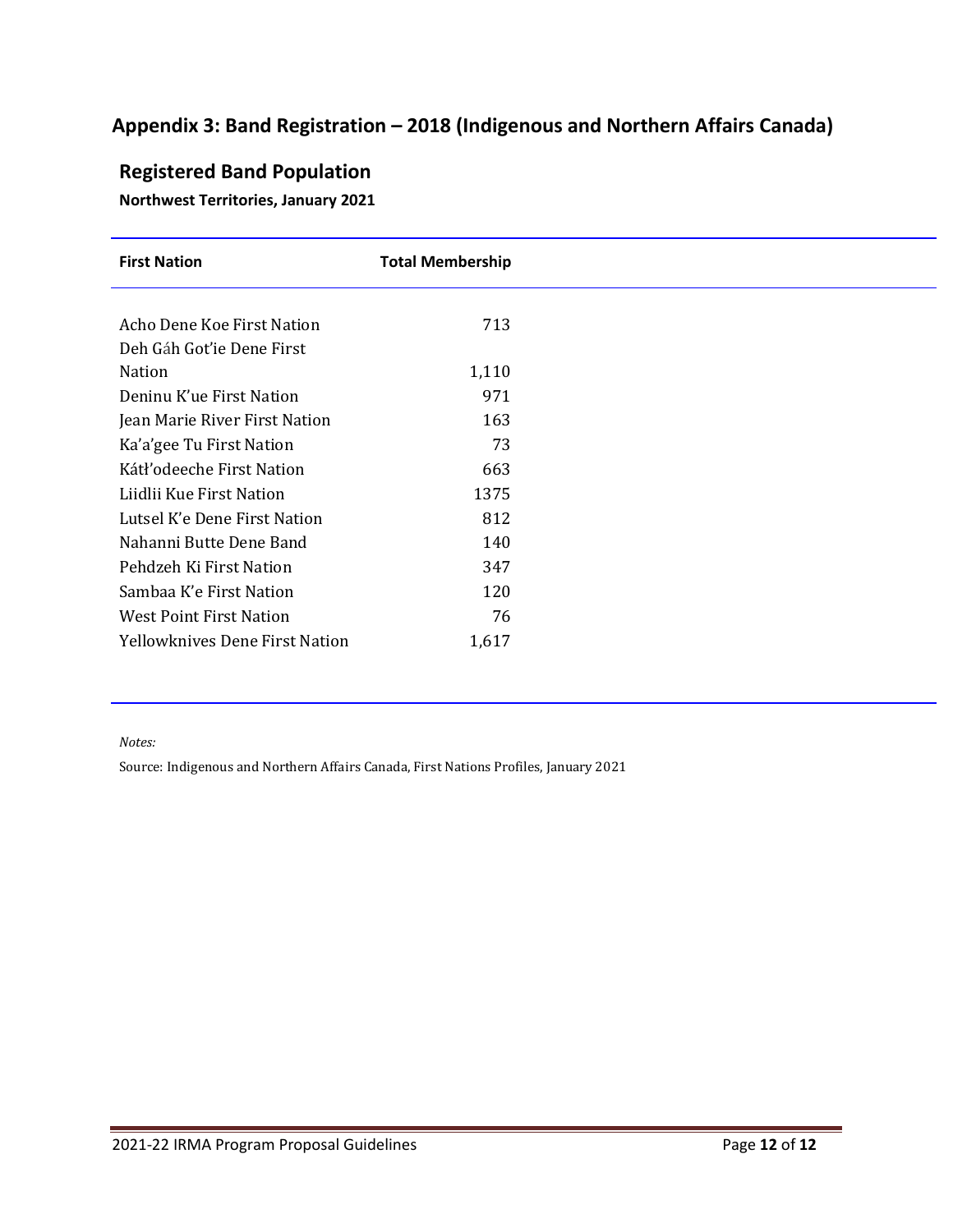## Appendix 3: Band Registration – 2018 (Indigenous and Northern Affairs Canada)

### Registered Band Population

**Northwest Territories, January 2021**

| First Nation | Total Membership |
| --- | --- |
| Acho Dene Koe First Nation | 713 |
| Deh Gáh Got'ie Dene First Nation | 1,110 |
| Deninu K'ue First Nation | 971 |
| Jean Marie River First Nation | 163 |
| Ka'a'gee Tu First Nation | 73 |
| Kátł'odeeche First Nation | 663 |
| Liidlii Kue First Nation | 1375 |
| Lutsel K'e Dene First Nation | 812 |
| Nahanni Butte Dene Band | 140 |
| Pehdzeh Ki First Nation | 347 |
| Sambaa K'e First Nation | 120 |
| West Point First Nation | 76 |
| Yellowknives Dene First Nation | 1,617 |

*Notes:*

Source: Indigenous and Northern Affairs Canada, First Nations Profiles, January 2021